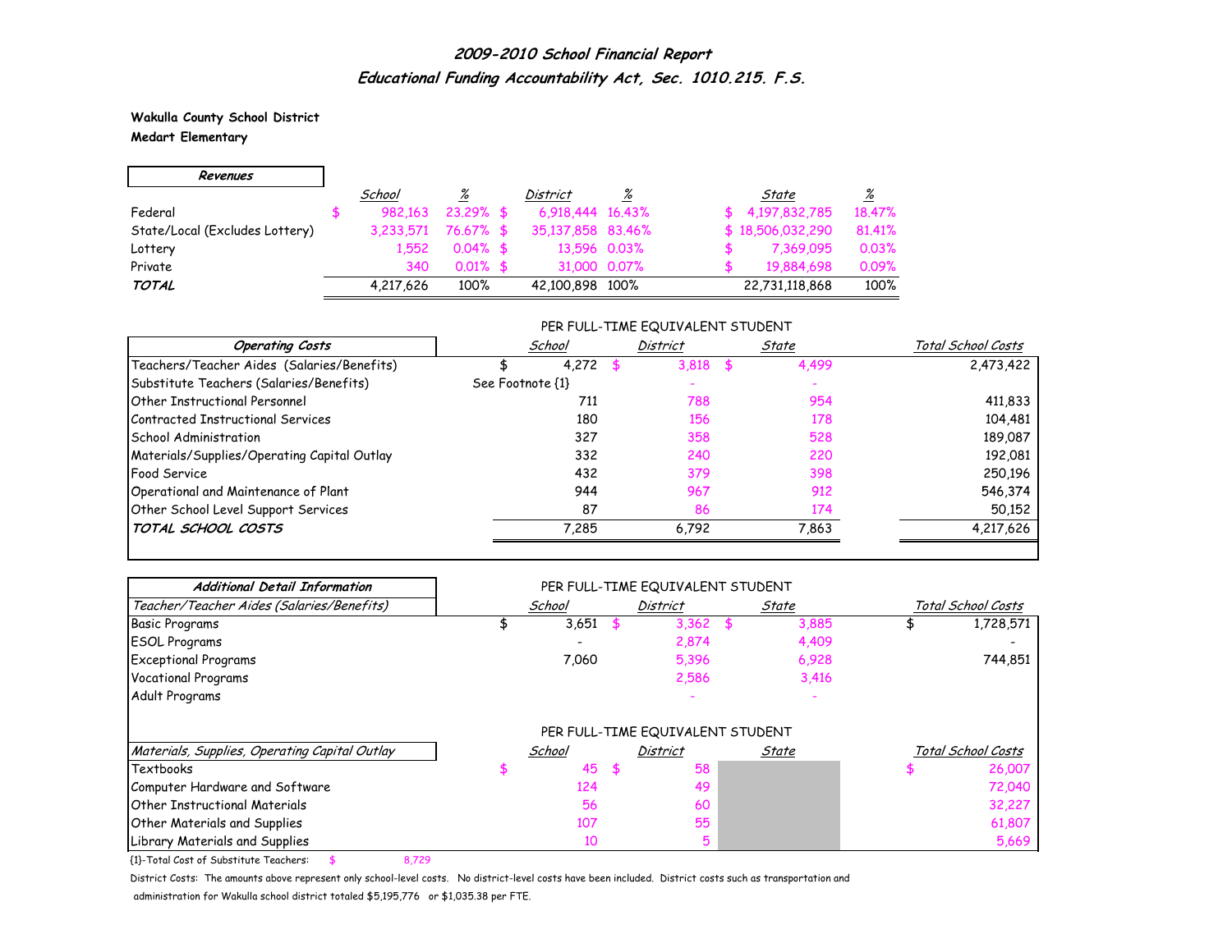## *2009-2010 School Financial Report*
## *Educational Funding Accountability Act, Sec. 1010.215. F.S.*

**Wakulla County School District**
**Medart Elementary**

| *Revenues* | *School* | *%* | *District* | *%* | *State* | *%* |
|---|---|---|---|---|---|---|
| Federal | $ 982,163 | 23.29% | $ 6,918,444 | 16.43% | $ 4,197,832,785 | 18.47% |
| State/Local (Excludes Lottery) | 3,233,571 | 76.67% | $ 35,137,858 | 83.46% | $ 18,506,032,290 | 81.41% |
| Lottery | 1,552 | 0.04% | $ 13,596 | 0.03% | $ 7,369,095 | 0.03% |
| Private | 340 | 0.01% | $ 31,000 | 0.07% | $ 19,884,698 | 0.09% |
| ***TOTAL*** | 4,217,626 | 100% | 42,100,898 | 100% | 22,731,118,868 | 100% |

| | PER FULL-TIME EQUIVALENT STUDENT | | | |
|---|---|---|---|---|
| *Operating Costs* | *School* | *District* | *State* | *Total School Costs* |
| Teachers/Teacher Aides (Salaries/Benefits) | $ 4,272 | $ 3,818 | $ 4,499 | 2,473,422 |
| Substitute Teachers (Salaries/Benefits) | See Footnote {1} | - | - | |
| Other Instructional Personnel | 711 | 788 | 954 | 411,833 |
| Contracted Instructional Services | 180 | 156 | 178 | 104,481 |
| School Administration | 327 | 358 | 528 | 189,087 |
| Materials/Supplies/Operating Capital Outlay | 332 | 240 | 220 | 192,081 |
| Food Service | 432 | 379 | 398 | 250,196 |
| Operational and Maintenance of Plant | 944 | 967 | 912 | 546,374 |
| Other School Level Support Services | 87 | 86 | 174 | 50,152 |
| ***TOTAL SCHOOL COSTS*** | 7,285 | 6,792 | 7,863 | 4,217,626 |

***Additional Detail Information***

| | PER FULL-TIME EQUIVALENT STUDENT | | | |
|---|---|---|---|---|
| *Teacher/Teacher Aides (Salaries/Benefits)* | *School* | *District* | *State* | *Total School Costs* |
| Basic Programs | $ 3,651 | $ 3,362 | $ 3,885 | $ 1,728,571 |
| ESOL Programs | - | 2,874 | 4,409 | - |
| Exceptional Programs | 7,060 | 5,396 | 6,928 | 744,851 |
| Vocational Programs | | 2,586 | 3,416 | |
| Adult Programs | | - | - | |

| | PER FULL-TIME EQUIVALENT STUDENT | | | |
|---|---|---|---|---|
| *Materials, Supplies, Operating Capital Outlay* | *School* | *District* | *State* | *Total School Costs* |
| Textbooks | $ 45 | $ 58 | | $ 26,007 |
| Computer Hardware and Software | 124 | 49 | | 72,040 |
| Other Instructional Materials | 56 | 60 | | 32,227 |
| Other Materials and Supplies | 107 | 55 | | 61,807 |
| Library Materials and Supplies | 10 | 5 | | 5,669 |

{1}-Total Cost of Substitute Teachers: $ 8,729

District Costs: The amounts above represent only school-level costs. No district-level costs have been included. District costs such as transportation and administration for Wakulla school district totaled $5,195,776 or $1,035.38 per FTE.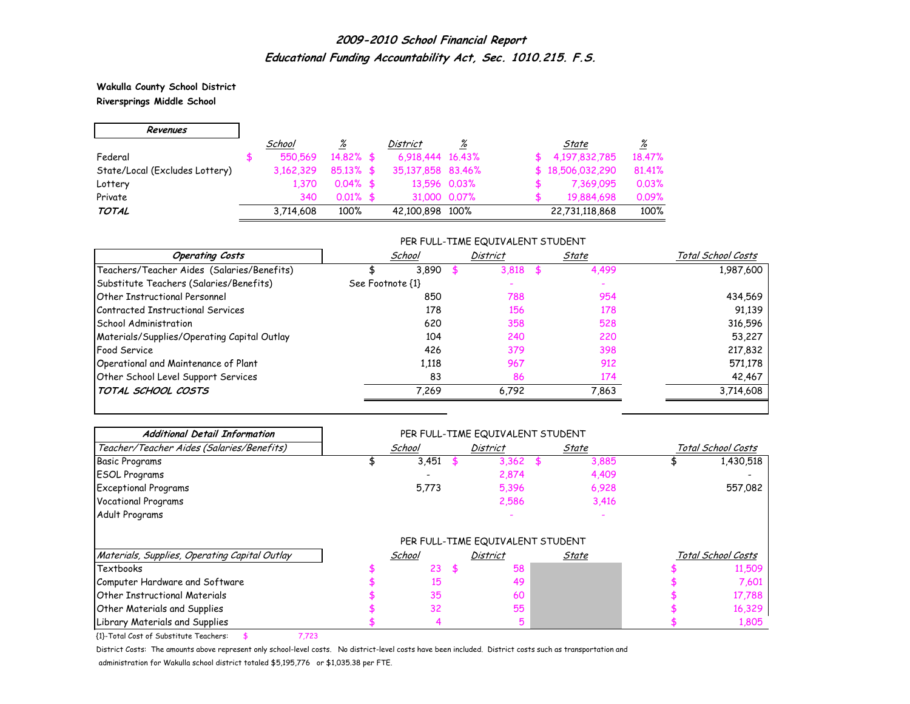## *2009-2010 School Financial Report*
## *Educational Funding Accountability Act, Sec. 1010.215. F.S.*

**Wakulla County School District**
**Riversprings Middle School**

| ***Revenues*** | *School* | *%* | *District* | *%* | *State* | *%* |
|---|---|---|---|---|---|---|
| Federal | $ 550,569 | 14.82% | $ 6,918,444 | 16.43% | $ 4,197,832,785 | 18.47% |
| State/Local (Excludes Lottery) | 3,162,329 | 85.13% | $ 35,137,858 | 83.46% | $ 18,506,032,290 | 81.41% |
| Lottery | 1,370 | 0.04% | $ 13,596 | 0.03% | $ 7,369,095 | 0.03% |
| Private | 340 | 0.01% | $ 31,000 | 0.07% | $ 19,884,698 | 0.09% |
| ***TOTAL*** | 3,714,608 | 100% | 42,100,898 | 100% | 22,731,118,868 | 100% |

| ***Operating Costs*** | PER FULL-TIME EQUIVALENT STUDENT *School* | *District* | *State* | *Total School Costs* |
|---|---|---|---|---|
| Teachers/Teacher Aides (Salaries/Benefits) | $ 3,890 | $ 3,818 | $ 4,499 | 1,987,600 |
| Substitute Teachers (Salaries/Benefits) | See Footnote {1} | - | - | |
| Other Instructional Personnel | 850 | 788 | 954 | 434,569 |
| Contracted Instructional Services | 178 | 156 | 178 | 91,139 |
| School Administration | 620 | 358 | 528 | 316,596 |
| Materials/Supplies/Operating Capital Outlay | 104 | 240 | 220 | 53,227 |
| Food Service | 426 | 379 | 398 | 217,832 |
| Operational and Maintenance of Plant | 1,118 | 967 | 912 | 571,178 |
| Other School Level Support Services | 83 | 86 | 174 | 42,467 |
| ***TOTAL SCHOOL COSTS*** | 7,269 | 6,792 | 7,863 | 3,714,608 |

| ***Additional Detail Information*** | PER FULL-TIME EQUIVALENT STUDENT | | | |
|---|---|---|---|---|
| *Teacher/Teacher Aides (Salaries/Benefits)* | *School* | *District* | *State* | *Total School Costs* |
| Basic Programs | $ 3,451 | $ 3,362 | $ 3,885 | $ 1,430,518 |
| ESOL Programs | - | 2,874 | 4,409 | - |
| Exceptional Programs | 5,773 | 5,396 | 6,928 | 557,082 |
| Vocational Programs | | 2,586 | 3,416 | |
| Adult Programs | | - | - | |

| *Materials, Supplies, Operating Capital Outlay* | PER FULL-TIME EQUIVALENT STUDENT *School* | *District* | *State* | *Total School Costs* |
|---|---|---|---|---|
| Textbooks | $ 23 | $ 58 | | $ 11,509 |
| Computer Hardware and Software | $ 15 | 49 | | $ 7,601 |
| Other Instructional Materials | $ 35 | 60 | | $ 17,788 |
| Other Materials and Supplies | $ 32 | 55 | | $ 16,329 |
| Library Materials and Supplies | $ 4 | 5 | | $ 1,805 |

{1}-Total Cost of Substitute Teachers: $ 7,723

District Costs: The amounts above represent only school-level costs. No district-level costs have been included. District costs such as transportation and administration for Wakulla school district totaled $5,195,776 or $1,035.38 per FTE.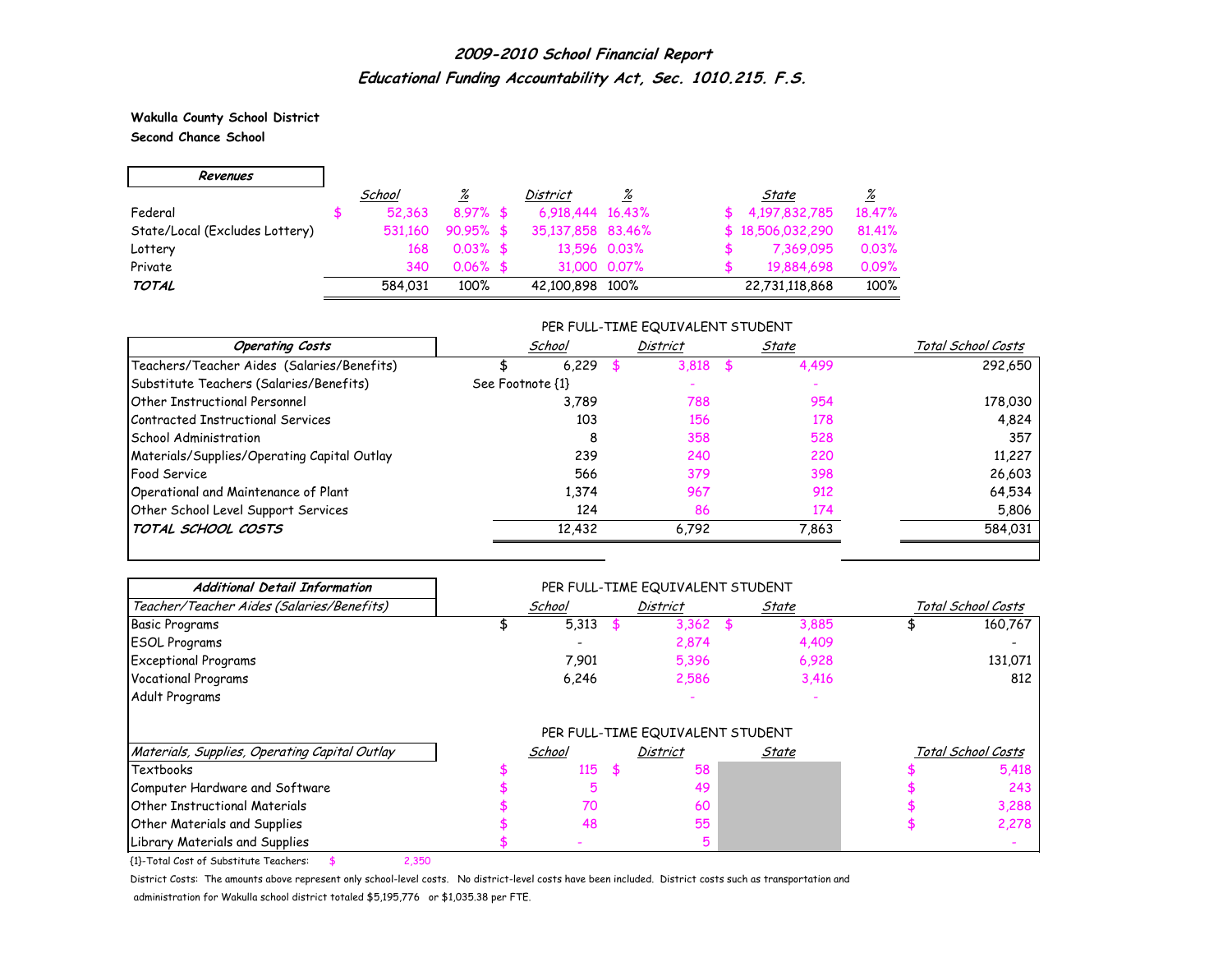# 2009-2010 School Financial Report
## Educational Funding Accountability Act, Sec. 1010.215. F.S.

**Wakulla County School District**
**Second Chance School**

| Revenues | School | % | District | % | State | % |
|---|---|---|---|---|---|---|
| Federal | $ 52,363 | 8.97% | $ 6,918,444 | 16.43% | $ 4,197,832,785 | 18.47% |
| State/Local (Excludes Lottery) | 531,160 | 90.95% | $ 35,137,858 | 83.46% | $ 18,506,032,290 | 81.41% |
| Lottery | 168 | 0.03% | $ 13,596 | 0.03% | $ 7,369,095 | 0.03% |
| Private | 340 | 0.06% | $ 31,000 | 0.07% | $ 19,884,698 | 0.09% |
| ***TOTAL*** | 584,031 | 100% | 42,100,898 | 100% | 22,731,118,868 | 100% |

| Operating Costs | PER FULL-TIME EQUIVALENT STUDENT | | | |
|---|---|---|---|---|
| | School | District | State | Total School Costs |
| Teachers/Teacher Aides (Salaries/Benefits) | $ 6,229 | $ 3,818 | $ 4,499 | 292,650 |
| Substitute Teachers (Salaries/Benefits) | See Footnote {1} | - | - | |
| Other Instructional Personnel | 3,789 | 788 | 954 | 178,030 |
| Contracted Instructional Services | 103 | 156 | 178 | 4,824 |
| School Administration | 8 | 358 | 528 | 357 |
| Materials/Supplies/Operating Capital Outlay | 239 | 240 | 220 | 11,227 |
| Food Service | 566 | 379 | 398 | 26,603 |
| Operational and Maintenance of Plant | 1,374 | 967 | 912 | 64,534 |
| Other School Level Support Services | 124 | 86 | 174 | 5,806 |
| ***TOTAL SCHOOL COSTS*** | 12,432 | 6,792 | 7,863 | 584,031 |

| Additional Detail Information | PER FULL-TIME EQUIVALENT STUDENT | | | |
|---|---|---|---|---|
| *Teacher/Teacher Aides (Salaries/Benefits)* | School | District | State | Total School Costs |
| Basic Programs | $ 5,313 | $ 3,362 | $ 3,885 | $ 160,767 |
| ESOL Programs | - | 2,874 | 4,409 | - |
| Exceptional Programs | 7,901 | 5,396 | 6,928 | 131,071 |
| Vocational Programs | 6,246 | 2,586 | 3,416 | 812 |
| Adult Programs | | - | - | |

| | PER FULL-TIME EQUIVALENT STUDENT | | | |
|---|---|---|---|---|
| *Materials, Supplies, Operating Capital Outlay* | School | District | State | Total School Costs |
| Textbooks | $ 115 | $ 58 | | $ 5,418 |
| Computer Hardware and Software | $ 5 | 49 | | $ 243 |
| Other Instructional Materials | $ 70 | 60 | | $ 3,288 |
| Other Materials and Supplies | $ 48 | 55 | | $ 2,278 |
| Library Materials and Supplies | $ - | 5 | | - |

{1}-Total Cost of Substitute Teachers: $ 2,350

District Costs: The amounts above represent only school-level costs. No district-level costs have been included. District costs such as transportation and administration for Wakulla school district totaled $5,195,776 or $1,035.38 per FTE.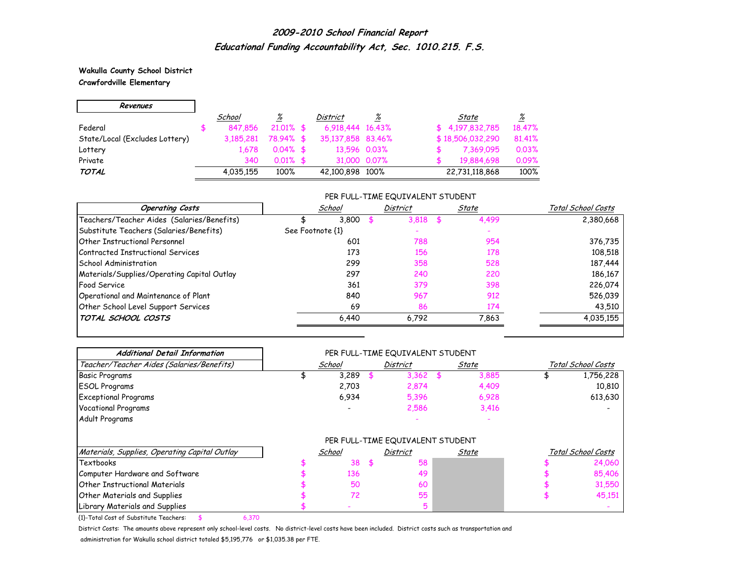## 2009-2010 School Financial Report
## Educational Funding Accountability Act, Sec. 1010.215. F.S.

**Wakulla County School District**
**Crawfordville Elementary**

| Revenues | School | % | District | % | State | % |
|---|---|---|---|---|---|---|
| Federal | $ 847,856 | 21.01% | $ 6,918,444 | 16.43% | $ 4,197,832,785 | 18.47% |
| State/Local (Excludes Lottery) | 3,185,281 | 78.94% | $ 35,137,858 | 83.46% | $ 18,506,032,290 | 81.41% |
| Lottery | 1,678 | 0.04% | $ 13,596 | 0.03% | $ 7,369,095 | 0.03% |
| Private | 340 | 0.01% | $ 31,000 | 0.07% | $ 19,884,698 | 0.09% |
| **TOTAL** | 4,035,155 | 100% | 42,100,898 | 100% | 22,731,118,868 | 100% |

| Operating Costs | School (Per FTE Student) | District (Per FTE Student) | State (Per FTE Student) | Total School Costs |
|---|---|---|---|---|
| Teachers/Teacher Aides (Salaries/Benefits) | $ 3,800 | $ 3,818 | $ 4,499 | 2,380,668 |
| Substitute Teachers (Salaries/Benefits) | See Footnote {1} | - | - | |
| Other Instructional Personnel | 601 | 788 | 954 | 376,735 |
| Contracted Instructional Services | 173 | 156 | 178 | 108,518 |
| School Administration | 299 | 358 | 528 | 187,444 |
| Materials/Supplies/Operating Capital Outlay | 297 | 240 | 220 | 186,167 |
| Food Service | 361 | 379 | 398 | 226,074 |
| Operational and Maintenance of Plant | 840 | 967 | 912 | 526,039 |
| Other School Level Support Services | 69 | 86 | 174 | 43,510 |
| **TOTAL SCHOOL COSTS** | 6,440 | 6,792 | 7,863 | 4,035,155 |

**Additional Detail Information**

| Teacher/Teacher Aides (Salaries/Benefits) | School (Per FTE Student) | District (Per FTE Student) | State (Per FTE Student) | Total School Costs |
|---|---|---|---|---|
| Basic Programs | $ 3,289 | $ 3,362 | $ 3,885 | $ 1,756,228 |
| ESOL Programs | 2,703 | 2,874 | 4,409 | 10,810 |
| Exceptional Programs | 6,934 | 5,396 | 6,928 | 613,630 |
| Vocational Programs | - | 2,586 | 3,416 | - |
| Adult Programs | | - | - | |

| Materials, Supplies, Operating Capital Outlay | School (Per FTE Student) | District (Per FTE Student) | State (Per FTE Student) | Total School Costs |
|---|---|---|---|---|
| Textbooks | $ 38 | $ 58 | | $ 24,060 |
| Computer Hardware and Software | $ 136 | 49 | | $ 85,406 |
| Other Instructional Materials | $ 50 | 60 | | $ 31,550 |
| Other Materials and Supplies | $ 72 | 55 | | $ 45,151 |
| Library Materials and Supplies | $ - | 5 | | - |

{1}-Total Cost of Substitute Teachers: $ 6,370

District Costs: The amounts above represent only school-level costs. No district-level costs have been included. District costs such as transportation and administration for Wakulla school district totaled $5,195,776 or $1,035.38 per FTE.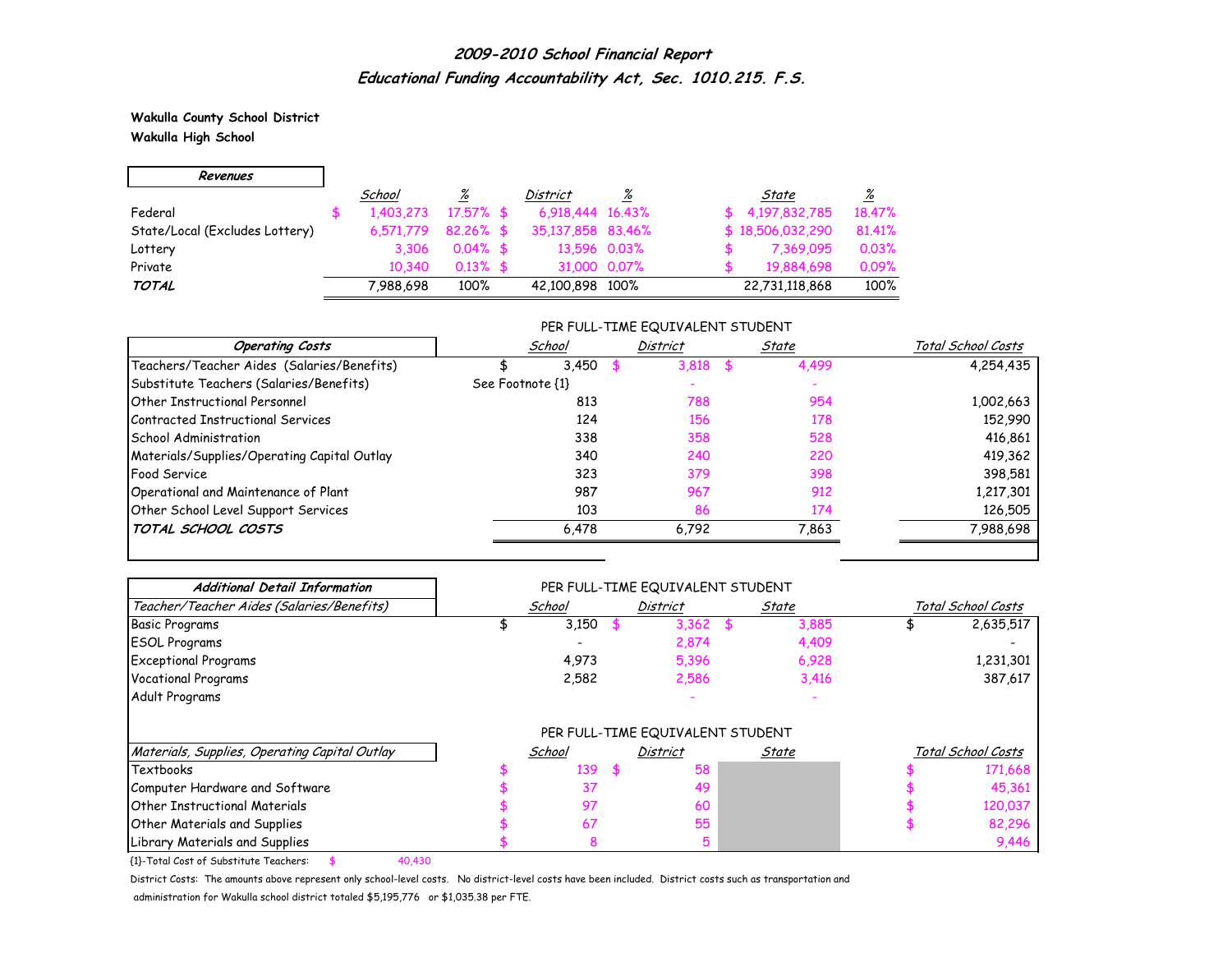## *2009-2010 School Financial Report*

### *Educational Funding Accountability Act, Sec. 1010.215. F.S.*

**Wakulla County School District**
**Wakulla High School**

| *Revenues* | *School* | *%* | *District* | *%* | *State* | *%* |
|---|---|---|---|---|---|---|
| Federal | $ 1,403,273 | 17.57% | $ 6,918,444 | 16.43% | $ 4,197,832,785 | 18.47% |
| State/Local (Excludes Lottery) | 6,571,779 | 82.26% | $ 35,137,858 | 83.46% | $ 18,506,032,290 | 81.41% |
| Lottery | 3,306 | 0.04% | $ 13,596 | 0.03% | $ 7,369,095 | 0.03% |
| Private | 10,340 | 0.13% | $ 31,000 | 0.07% | $ 19,884,698 | 0.09% |
| ***TOTAL*** | 7,988,698 | 100% | 42,100,898 | 100% | 22,731,118,868 | 100% |

| *Operating Costs* | PER FULL-TIME EQUIVALENT STUDENT *School* | *District* | *State* | *Total School Costs* |
|---|---|---|---|---|
| Teachers/Teacher Aides (Salaries/Benefits) | $ 3,450 | $ 3,818 | $ 4,499 | 4,254,435 |
| Substitute Teachers (Salaries/Benefits) | See Footnote {1} | - | - | |
| Other Instructional Personnel | 813 | 788 | 954 | 1,002,663 |
| Contracted Instructional Services | 124 | 156 | 178 | 152,990 |
| School Administration | 338 | 358 | 528 | 416,861 |
| Materials/Supplies/Operating Capital Outlay | 340 | 240 | 220 | 419,362 |
| Food Service | 323 | 379 | 398 | 398,581 |
| Operational and Maintenance of Plant | 987 | 967 | 912 | 1,217,301 |
| Other School Level Support Services | 103 | 86 | 174 | 126,505 |
| ***TOTAL SCHOOL COSTS*** | 6,478 | 6,792 | 7,863 | 7,988,698 |

| *Additional Detail Information* | PER FULL-TIME EQUIVALENT STUDENT | | | |
|---|---|---|---|---|
| *Teacher/Teacher Aides (Salaries/Benefits)* | *School* | *District* | *State* | *Total School Costs* |
| Basic Programs | $ 3,150 | $ 3,362 | $ 3,885 | $ 2,635,517 |
| ESOL Programs | - | 2,874 | 4,409 | - |
| Exceptional Programs | 4,973 | 5,396 | 6,928 | 1,231,301 |
| Vocational Programs | 2,582 | 2,586 | 3,416 | 387,617 |
| Adult Programs | | - | - | |

| *Materials, Supplies, Operating Capital Outlay* | PER FULL-TIME EQUIVALENT STUDENT *School* | *District* | *State* | *Total School Costs* |
|---|---|---|---|---|
| Textbooks | $ 139 | $ 58 | | $ 171,668 |
| Computer Hardware and Software | $ 37 | 49 | | $ 45,361 |
| Other Instructional Materials | $ 97 | 60 | | $ 120,037 |
| Other Materials and Supplies | $ 67 | 55 | | $ 82,296 |
| Library Materials and Supplies | $ 8 | 5 | | 9,446 |

{1}-Total Cost of Substitute Teachers: $ 40,430

District Costs: The amounts above represent only school-level costs. No district-level costs have been included. District costs such as transportation and administration for Wakulla school district totaled $5,195,776 or $1,035.38 per FTE.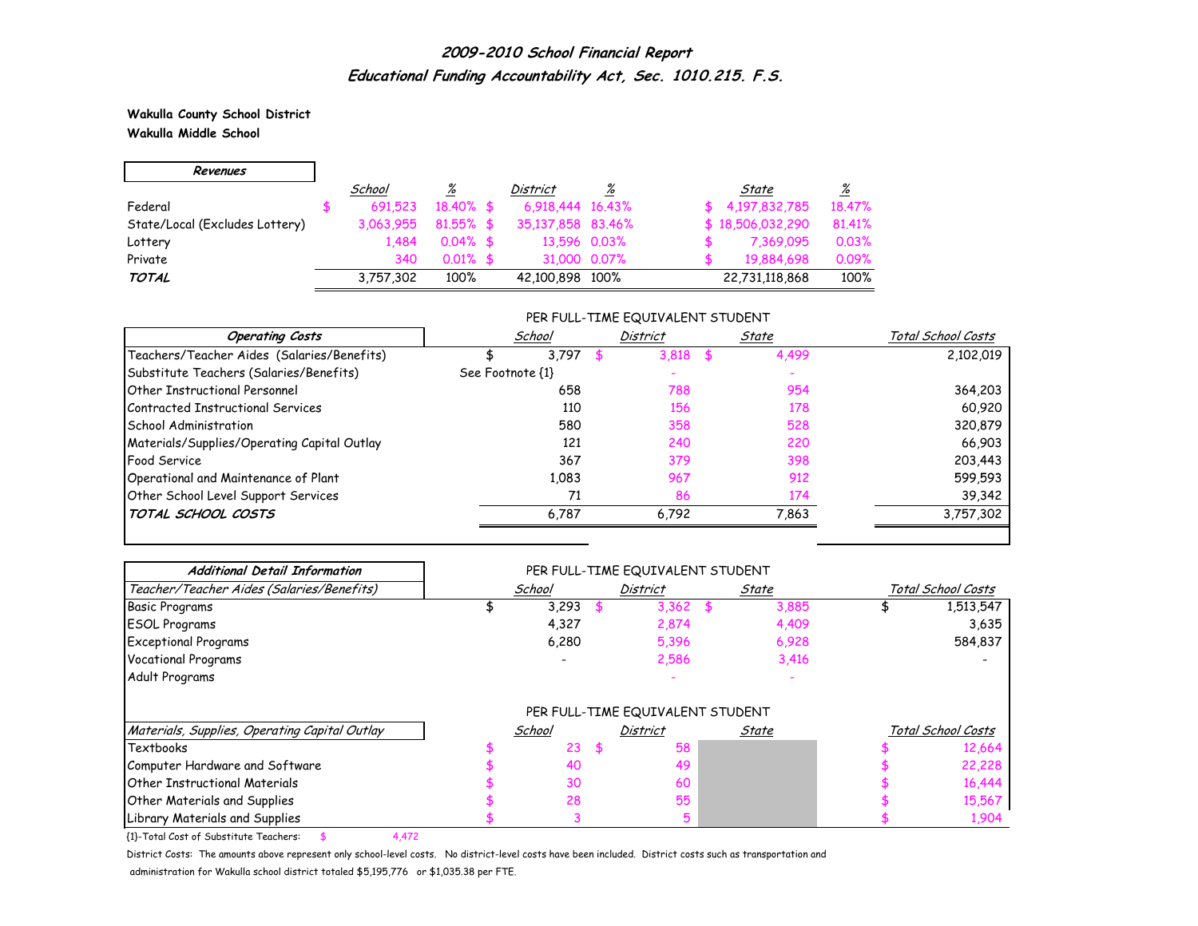## 2009-2010 School Financial Report

### Educational Funding Accountability Act, Sec. 1010.215. F.S.

**Wakulla County School District**
**Wakulla Middle School**

| Revenues | School | % | District | % | State | % |
|---|---|---|---|---|---|---|
| Federal | $ 691,523 | 18.40% | $ 6,918,444 | 16.43% | $ 4,197,832,785 | 18.47% |
| State/Local (Excludes Lottery) | 3,063,955 | 81.55% | $ 35,137,858 | 83.46% | $ 18,506,032,290 | 81.41% |
| Lottery | 1,484 | 0.04% | $ 13,596 | 0.03% | $ 7,369,095 | 0.03% |
| Private | 340 | 0.01% | $ 31,000 | 0.07% | $ 19,884,698 | 0.09% |
| ***TOTAL*** | 3,757,302 | 100% | 42,100,898 | 100% | 22,731,118,868 | 100% |

| Operating Costs | PER FULL-TIME EQUIVALENT STUDENT | | | |
|---|---|---|---|---|
| | School | District | State | Total School Costs |
| Teachers/Teacher Aides (Salaries/Benefits) | $ 3,797 | $ 3,818 | $ 4,499 | 2,102,019 |
| Substitute Teachers (Salaries/Benefits) | See Footnote {1} | - | - | |
| Other Instructional Personnel | 658 | 788 | 954 | 364,203 |
| Contracted Instructional Services | 110 | 156 | 178 | 60,920 |
| School Administration | 580 | 358 | 528 | 320,879 |
| Materials/Supplies/Operating Capital Outlay | 121 | 240 | 220 | 66,903 |
| Food Service | 367 | 379 | 398 | 203,443 |
| Operational and Maintenance of Plant | 1,083 | 967 | 912 | 599,593 |
| Other School Level Support Services | 71 | 86 | 174 | 39,342 |
| ***TOTAL SCHOOL COSTS*** | 6,787 | 6,792 | 7,863 | 3,757,302 |

| Additional Detail Information | PER FULL-TIME EQUIVALENT STUDENT | | | |
|---|---|---|---|---|
| *Teacher/Teacher Aides (Salaries/Benefits)* | School | District | State | Total School Costs |
| Basic Programs | $ 3,293 | $ 3,362 | $ 3,885 | $ 1,513,547 |
| ESOL Programs | 4,327 | 2,874 | 4,409 | 3,635 |
| Exceptional Programs | 6,280 | 5,396 | 6,928 | 584,837 |
| Vocational Programs | - | 2,586 | 3,416 | - |
| Adult Programs | | - | - | |

| *Materials, Supplies, Operating Capital Outlay* | School | District | State | Total School Costs |
|---|---|---|---|---|
| Textbooks | $ 23 | $ 58 | | $ 12,664 |
| Computer Hardware and Software | $ 40 | 49 | | $ 22,228 |
| Other Instructional Materials | $ 30 | 60 | | $ 16,444 |
| Other Materials and Supplies | $ 28 | 55 | | $ 15,567 |
| Library Materials and Supplies | $ 3 | 5 | | $ 1,904 |

{1}-Total Cost of Substitute Teachers: $ 4,472

District Costs: The amounts above represent only school-level costs. No district-level costs have been included. District costs such as transportation and administration for Wakulla school district totaled $5,195,776 or $1,035.38 per FTE.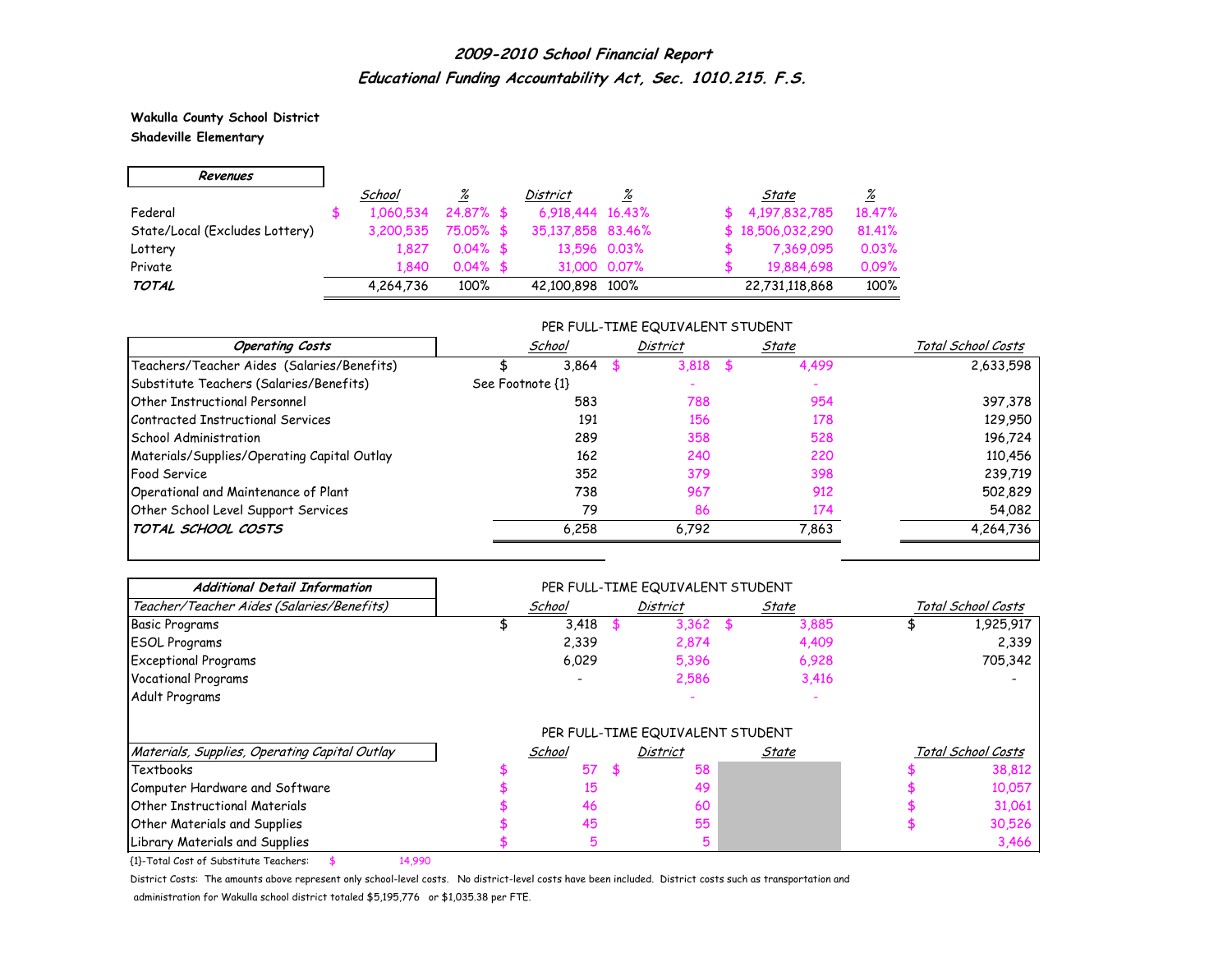## 2009-2010 School Financial Report

## Educational Funding Accountability Act, Sec. 1010.215. F.S.

**Wakulla County School District**
**Shadeville Elementary**

| *Revenues* | School | % | District | % | State | % |
|---|---|---|---|---|---|---|
| Federal | $ 1,060,534 | 24.87% | $ 6,918,444 | 16.43% | $ 4,197,832,785 | 18.47% |
| State/Local (Excludes Lottery) | 3,200,535 | 75.05% | $ 35,137,858 | 83.46% | $ 18,506,032,290 | 81.41% |
| Lottery | 1,827 | 0.04% | $ 13,596 | 0.03% | $ 7,369,095 | 0.03% |
| Private | 1,840 | 0.04% | $ 31,000 | 0.07% | $ 19,884,698 | 0.09% |
| ***TOTAL*** | 4,264,736 | 100% | 42,100,898 | 100% | 22,731,118,868 | 100% |

| *Operating Costs* | School (Per FTE Student) | District (Per FTE Student) | State (Per FTE Student) | Total School Costs |
|---|---|---|---|---|
| Teachers/Teacher Aides (Salaries/Benefits) | $ 3,864 | $ 3,818 | $ 4,499 | 2,633,598 |
| Substitute Teachers (Salaries/Benefits) | See Footnote {1} | - | - | |
| Other Instructional Personnel | 583 | 788 | 954 | 397,378 |
| Contracted Instructional Services | 191 | 156 | 178 | 129,950 |
| School Administration | 289 | 358 | 528 | 196,724 |
| Materials/Supplies/Operating Capital Outlay | 162 | 240 | 220 | 110,456 |
| Food Service | 352 | 379 | 398 | 239,719 |
| Operational and Maintenance of Plant | 738 | 967 | 912 | 502,829 |
| Other School Level Support Services | 79 | 86 | 174 | 54,082 |
| ***TOTAL SCHOOL COSTS*** | 6,258 | 6,792 | 7,863 | 4,264,736 |

| *Additional Detail Information* | | | | |
|---|---|---|---|---|
| *Teacher/Teacher Aides (Salaries/Benefits)* | School (Per FTE Student) | District (Per FTE Student) | State (Per FTE Student) | Total School Costs |
| Basic Programs | $ 3,418 | $ 3,362 | $ 3,885 | $ 1,925,917 |
| ESOL Programs | 2,339 | 2,874 | 4,409 | 2,339 |
| Exceptional Programs | 6,029 | 5,396 | 6,928 | 705,342 |
| Vocational Programs | - | 2,586 | 3,416 | - |
| Adult Programs | | - | - | |

| *Materials, Supplies, Operating Capital Outlay* | School (Per FTE Student) | District (Per FTE Student) | State | Total School Costs |
|---|---|---|---|---|
| Textbooks | $ 57 | $ 58 | | $ 38,812 |
| Computer Hardware and Software | $ 15 | 49 | | $ 10,057 |
| Other Instructional Materials | $ 46 | 60 | | $ 31,061 |
| Other Materials and Supplies | $ 45 | 55 | | $ 30,526 |
| Library Materials and Supplies | $ 5 | 5 | | 3,466 |

{1}-Total Cost of Substitute Teachers: $ 14,990

District Costs: The amounts above represent only school-level costs. No district-level costs have been included. District costs such as transportation and administration for Wakulla school district totaled $5,195,776 or $1,035.38 per FTE.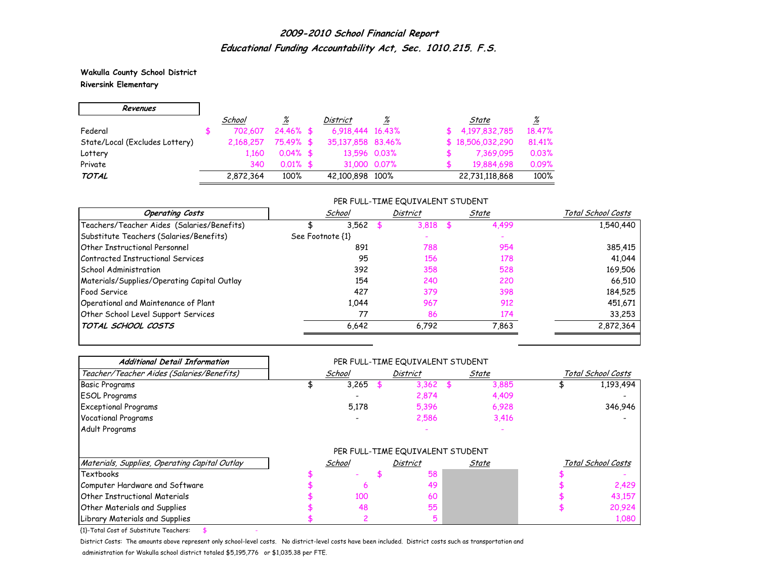# *2009-2010 School Financial Report*
## *Educational Funding Accountability Act, Sec. 1010.215. F.S.*

**Wakulla County School District**
**Riversink Elementary**

| ***Revenues*** | *School* | *%* | *District* | *%* | *State* | *%* |
|---|---|---|---|---|---|---|
| Federal | $ 702,607 | 24.46% | $ 6,918,444 | 16.43% | $ 4,197,832,785 | 18.47% |
| State/Local (Excludes Lottery) | 2,168,257 | 75.49% | $ 35,137,858 | 83.46% | $ 18,506,032,290 | 81.41% |
| Lottery | 1,160 | 0.04% | $ 13,596 | 0.03% | $ 7,369,095 | 0.03% |
| Private | 340 | 0.01% | $ 31,000 | 0.07% | $ 19,884,698 | 0.09% |
| ***TOTAL*** | 2,872,364 | 100% | 42,100,898 | 100% | 22,731,118,868 | 100% |

PER FULL-TIME EQUIVALENT STUDENT

| ***Operating Costs*** | *School* | *District* | *State* | *Total School Costs* |
|---|---|---|---|---|
| Teachers/Teacher Aides (Salaries/Benefits) | $ 3,562 | $ 3,818 | $ 4,499 | 1,540,440 |
| Substitute Teachers (Salaries/Benefits) | See Footnote {1} | - | - | |
| Other Instructional Personnel | 891 | 788 | 954 | 385,415 |
| Contracted Instructional Services | 95 | 156 | 178 | 41,044 |
| School Administration | 392 | 358 | 528 | 169,506 |
| Materials/Supplies/Operating Capital Outlay | 154 | 240 | 220 | 66,510 |
| Food Service | 427 | 379 | 398 | 184,525 |
| Operational and Maintenance of Plant | 1,044 | 967 | 912 | 451,671 |
| Other School Level Support Services | 77 | 86 | 174 | 33,253 |
| ***TOTAL SCHOOL COSTS*** | 6,642 | 6,792 | 7,863 | 2,872,364 |

PER FULL-TIME EQUIVALENT STUDENT

| ***Additional Detail Information*** | | | | |
|---|---|---|---|---|
| *Teacher/Teacher Aides (Salaries/Benefits)* | *School* | *District* | *State* | *Total School Costs* |
| Basic Programs | $ 3,265 | $ 3,362 | $ 3,885 | $ 1,193,494 |
| ESOL Programs | - | 2,874 | 4,409 | - |
| Exceptional Programs | 5,178 | 5,396 | 6,928 | 346,946 |
| Vocational Programs | - | 2,586 | 3,416 | - |
| Adult Programs | | - | - | |

PER FULL-TIME EQUIVALENT STUDENT

| *Materials, Supplies, Operating Capital Outlay* | *School* | *District* | *State* | *Total School Costs* |
|---|---|---|---|---|
| Textbooks | $ - | $ 58 | | $ - |
| Computer Hardware and Software | $ 6 | 49 | | $ 2,429 |
| Other Instructional Materials | $ 100 | 60 | | $ 43,157 |
| Other Materials and Supplies | $ 48 | 55 | | $ 20,924 |
| Library Materials and Supplies | $ 2 | 5 | | 1,080 |

{1}-Total Cost of Substitute Teachers: $ -

District Costs: The amounts above represent only school-level costs. No district-level costs have been included. District costs such as transportation and administration for Wakulla school district totaled $5,195,776 or $1,035.38 per FTE.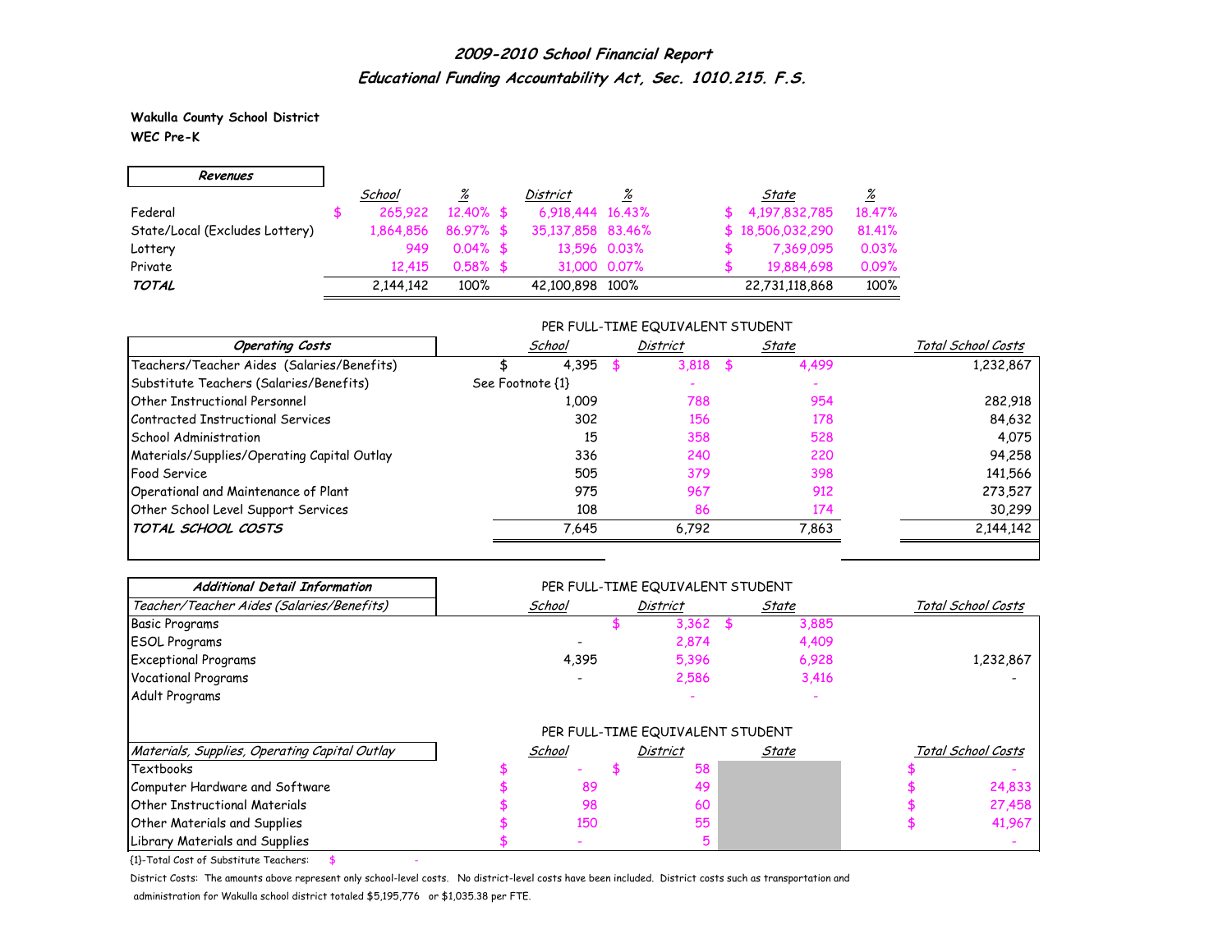## *2009-2010 School Financial Report*
## *Educational Funding Accountability Act, Sec. 1010.215. F.S.*

**Wakulla County School District**
**WEC Pre-K**

| *Revenues* | *School* | *%* | *District* | *%* | *State* | *%* |
|---|---|---|---|---|---|---|
| Federal | $ 265,922 | 12.40% | $ 6,918,444 | 16.43% | $ 4,197,832,785 | 18.47% |
| State/Local (Excludes Lottery) | 1,864,856 | 86.97% | $ 35,137,858 | 83.46% | $ 18,506,032,290 | 81.41% |
| Lottery | 949 | 0.04% | $ 13,596 | 0.03% | $ 7,369,095 | 0.03% |
| Private | 12,415 | 0.58% | $ 31,000 | 0.07% | $ 19,884,698 | 0.09% |
| ***TOTAL*** | 2,144,142 | 100% | 42,100,898 | 100% | 22,731,118,868 | 100% |

| *Operating Costs* | PER FULL-TIME EQUIVALENT STUDENT *School* | *District* | *State* | *Total School Costs* |
|---|---|---|---|---|
| Teachers/Teacher Aides (Salaries/Benefits) | $ 4,395 | $ 3,818 | $ 4,499 | 1,232,867 |
| Substitute Teachers (Salaries/Benefits) | See Footnote {1} | - | - | |
| Other Instructional Personnel | 1,009 | 788 | 954 | 282,918 |
| Contracted Instructional Services | 302 | 156 | 178 | 84,632 |
| School Administration | 15 | 358 | 528 | 4,075 |
| Materials/Supplies/Operating Capital Outlay | 336 | 240 | 220 | 94,258 |
| Food Service | 505 | 379 | 398 | 141,566 |
| Operational and Maintenance of Plant | 975 | 967 | 912 | 273,527 |
| Other School Level Support Services | 108 | 86 | 174 | 30,299 |
| ***TOTAL SCHOOL COSTS*** | 7,645 | 6,792 | 7,863 | 2,144,142 |

| *Additional Detail Information* | PER FULL-TIME EQUIVALENT STUDENT | | | |
|---|---|---|---|---|
| *Teacher/Teacher Aides (Salaries/Benefits)* | *School* | *District* | *State* | *Total School Costs* |
| Basic Programs | | $ 3,362 | $ 3,885 | |
| ESOL Programs | - | 2,874 | 4,409 | |
| Exceptional Programs | 4,395 | 5,396 | 6,928 | 1,232,867 |
| Vocational Programs | - | 2,586 | 3,416 | - |
| Adult Programs | | - | - | |

| *Materials, Supplies, Operating Capital Outlay* | PER FULL-TIME EQUIVALENT STUDENT *School* | *District* | *State* | *Total School Costs* |
|---|---|---|---|---|
| Textbooks | $ - | $ 58 | | $ - |
| Computer Hardware and Software | $ 89 | 49 | | $ 24,833 |
| Other Instructional Materials | $ 98 | 60 | | $ 27,458 |
| Other Materials and Supplies | $ 150 | 55 | | $ 41,967 |
| Library Materials and Supplies | $ - | 5 | | - |

{1}-Total Cost of Substitute Teachers: $ -

District Costs: The amounts above represent only school-level costs. No district-level costs have been included. District costs such as transportation and administration for Wakulla school district totaled $5,195,776 or $1,035.38 per FTE.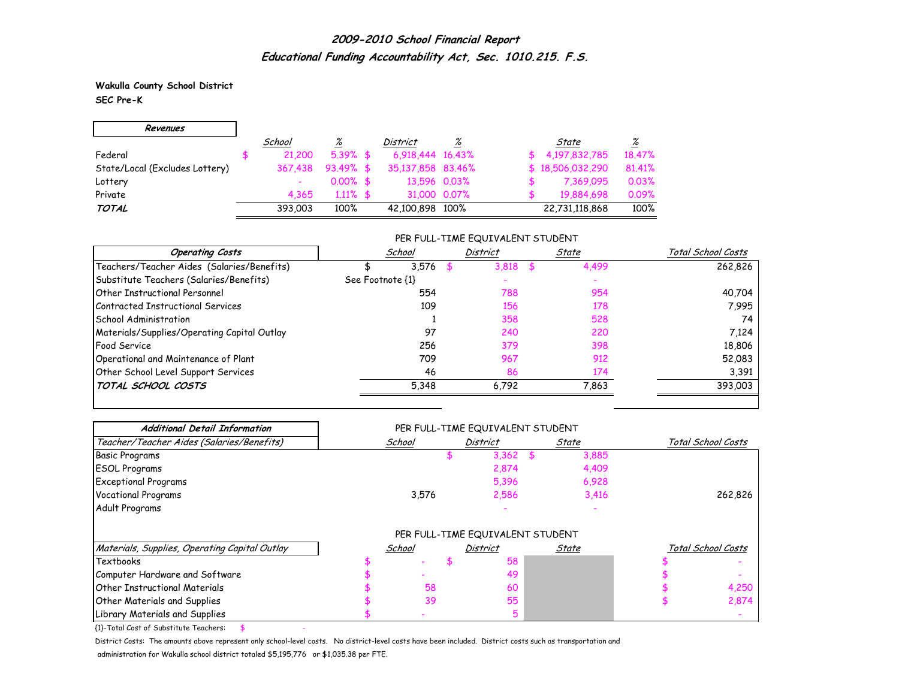## *2009-2010 School Financial Report*

## *Educational Funding Accountability Act, Sec. 1010.215. F.S.*

**Wakulla County School District**
**SEC Pre-K**

| *Revenues* | *School* | *%* | *District* | *%* | *State* | *%* |
|---|---|---|---|---|---|---|
| Federal | $ 21,200 | 5.39% | $ 6,918,444 | 16.43% | $ 4,197,832,785 | 18.47% |
| State/Local (Excludes Lottery) | 367,438 | 93.49% | $ 35,137,858 | 83.46% | $ 18,506,032,290 | 81.41% |
| Lottery | - | 0.00% | $ 13,596 | 0.03% | $ 7,369,095 | 0.03% |
| Private | 4,365 | 1.11% | $ 31,000 | 0.07% | $ 19,884,698 | 0.09% |
| ***TOTAL*** | 393,003 | 100% | 42,100,898 | 100% | 22,731,118,868 | 100% |

PER FULL-TIME EQUIVALENT STUDENT

| *Operating Costs* | *School* | *District* | *State* | *Total School Costs* |
|---|---|---|---|---|
| Teachers/Teacher Aides (Salaries/Benefits) | $ 3,576 | $ 3,818 | $ 4,499 | 262,826 |
| Substitute Teachers (Salaries/Benefits) | See Footnote {1} | - | - | |
| Other Instructional Personnel | 554 | 788 | 954 | 40,704 |
| Contracted Instructional Services | 109 | 156 | 178 | 7,995 |
| School Administration | 1 | 358 | 528 | 74 |
| Materials/Supplies/Operating Capital Outlay | 97 | 240 | 220 | 7,124 |
| Food Service | 256 | 379 | 398 | 18,806 |
| Operational and Maintenance of Plant | 709 | 967 | 912 | 52,083 |
| Other School Level Support Services | 46 | 86 | 174 | 3,391 |
| ***TOTAL SCHOOL COSTS*** | 5,348 | 6,792 | 7,863 | 393,003 |

PER FULL-TIME EQUIVALENT STUDENT

| *Additional Detail Information* — *Teacher/Teacher Aides (Salaries/Benefits)* | *School* | *District* | *State* | *Total School Costs* |
|---|---|---|---|---|
| Basic Programs | | $ 3,362 | $ 3,885 | |
| ESOL Programs | | 2,874 | 4,409 | |
| Exceptional Programs | | 5,396 | 6,928 | |
| Vocational Programs | 3,576 | 2,586 | 3,416 | 262,826 |
| Adult Programs | | - | - | |

PER FULL-TIME EQUIVALENT STUDENT

| *Materials, Supplies, Operating Capital Outlay* | *School* | *District* | *State* | *Total School Costs* |
|---|---|---|---|---|
| Textbooks | $ - | $ 58 | | $ - |
| Computer Hardware and Software | $ - | 49 | | $ - |
| Other Instructional Materials | $ 58 | 60 | | $ 4,250 |
| Other Materials and Supplies | $ 39 | 55 | | $ 2,874 |
| Library Materials and Supplies | $ - | 5 | | - |

{1}-Total Cost of Substitute Teachers: $ -

District Costs: The amounts above represent only school-level costs. No district-level costs have been included. District costs such as transportation and administration for Wakulla school district totaled $5,195,776 or $1,035.38 per FTE.